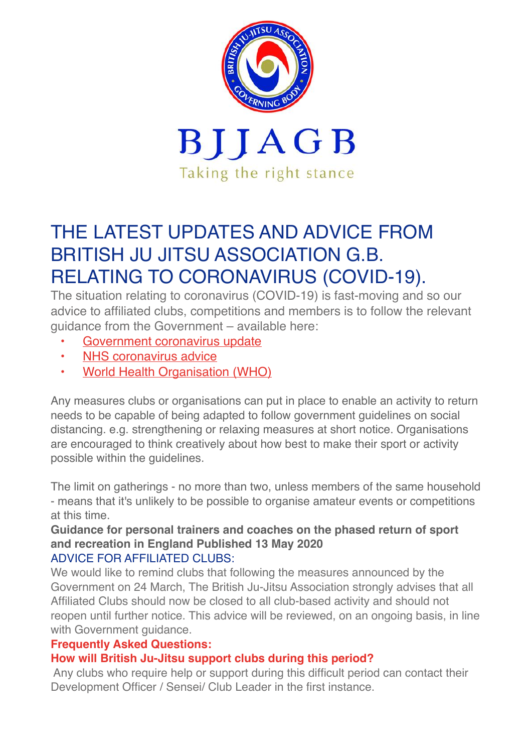# BJJAGB

Taking the right stance

# THE LATEST UPDATES AND ADVICE FROM BRITISH JU JITSU ASSOCIATION G.B. RELATING TO CORONAVIRUS (COVID-19).

The situation relating to coronavirus (COVID-19) is fast-moving and so our advice to affiliated clubs, competitions and members is to follow the relevant guidance from the Government – available here:

- Government coronavirus update
- NHS coronavirus advice
- World Health Organisation (WHO)

Any measures clubs or organisations can put in place to enable an activity to return needs to be capable of being adapted to follow government guidelines on social distancing. e.g. strengthening or relaxing measures at short notice. Organisations are encouraged to think creatively about how best to make their sport or activity possible within the guidelines.

The limit on gatherings - no more than two, unless members of the same household - means that it's unlikely to be possible to organise amateur events or competitions at this time.

**Guidance for personal trainers and coaches on the phased return of sport and recreation in England Published 13 May 2020**

## ADVICE FOR AFFILIATED CLUBS:

We would like to remind clubs that following the measures announced by the Government on 24 March, The British Ju-Jitsu Association strongly advises that all Affiliated Clubs should now be closed to all club-based activity and should not reopen until further notice. This advice will be reviewed, on an ongoing basis, in line with Government guidance.

**Frequently Asked Questions:**

**How will British Ju-Jitsu support clubs during this period?**

Any clubs who require help or support during this difficult period can contact their Development Officer / Sensei/ Club Leader in the first instance.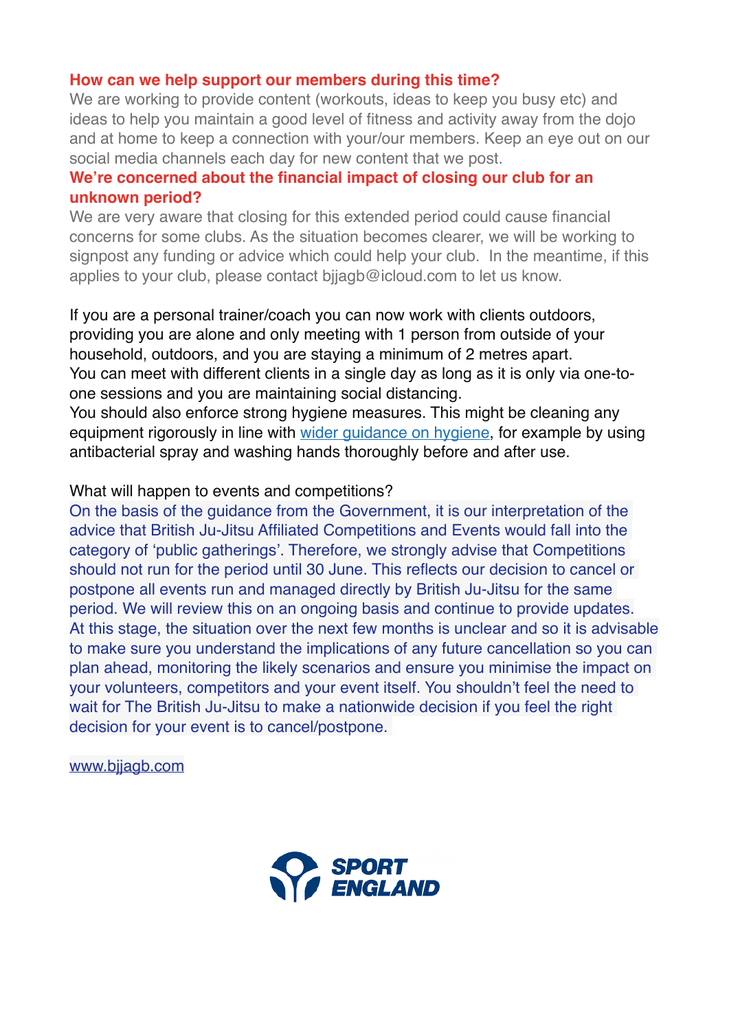**How can we help support our members during this time?**

We are working to provide content (workouts, ideas to keep you busy etc) and ideas to help you maintain a good level of fitness and activity away from the dojo and at home to keep a connection with your/our members. Keep an eye out on our social media channels each day for new content that we post.

**We're concerned about the financial impact of closing our club for an unknown period?**

We are very aware that closing for this extended period could cause financial concerns for some clubs. As the situation becomes clearer, we will be working to signpost any funding or advice which could help your club. In the meantime, if this applies to your club, please contact bjjagb@icloud.com to let us know.

If you are a personal trainer/coach you can now work with clients outdoors, providing you are alone and only meeting with 1 person from outside of your household, outdoors, and you are staying a minimum of 2 metres apart.
You can meet with different clients in a single day as long as it is only via one-to-one sessions and you are maintaining social distancing.
You should also enforce strong hygiene measures. This might be cleaning any equipment rigorously in line with wider guidance on hygiene, for example by using antibacterial spray and washing hands thoroughly before and after use.

What will happen to events and competitions?
On the basis of the guidance from the Government, it is our interpretation of the advice that British Ju-Jitsu Affiliated Competitions and Events would fall into the category of 'public gatherings'. Therefore, we strongly advise that Competitions should not run for the period until 30 June. This reflects our decision to cancel or postpone all events run and managed directly by British Ju-Jitsu for the same period. We will review this on an ongoing basis and continue to provide updates. At this stage, the situation over the next few months is unclear and so it is advisable to make sure you understand the implications of any future cancellation so you can plan ahead, monitoring the likely scenarios and ensure you minimise the impact on your volunteers, competitors and your event itself. You shouldn't feel the need to wait for The British Ju-Jitsu to make a nationwide decision if you feel the right decision for your event is to cancel/postpone.

www.bjjagb.com

SPORT ENGLAND